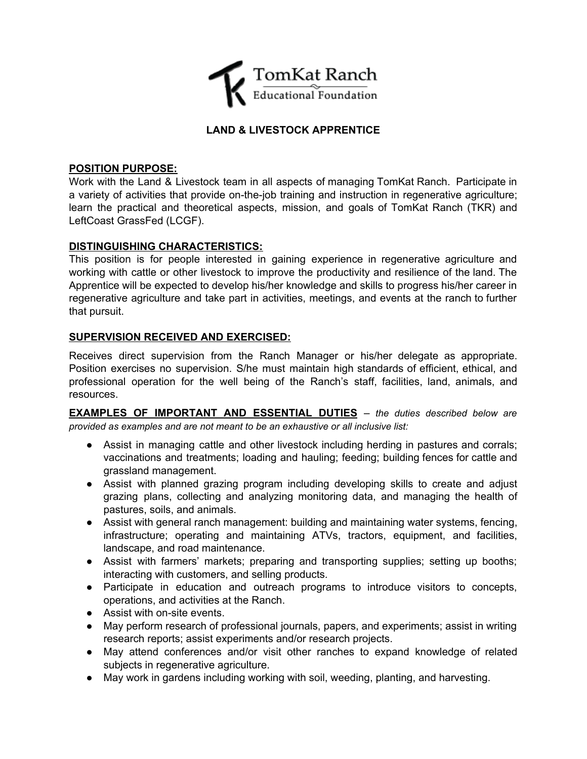TomKat Ranch
Educational Foundation

# LAND & LIVESTOCK APPRENTICE

## POSITION PURPOSE:

Work with the Land & Livestock team in all aspects of managing TomKat Ranch. Participate in a variety of activities that provide on-the-job training and instruction in regenerative agriculture; learn the practical and theoretical aspects, mission, and goals of TomKat Ranch (TKR) and LeftCoast GrassFed (LCGF).

## DISTINGUISHING CHARACTERISTICS:

This position is for people interested in gaining experience in regenerative agriculture and working with cattle or other livestock to improve the productivity and resilience of the land. The Apprentice will be expected to develop his/her knowledge and skills to progress his/her career in regenerative agriculture and take part in activities, meetings, and events at the ranch to further that pursuit.

## SUPERVISION RECEIVED AND EXERCISED:

Receives direct supervision from the Ranch Manager or his/her delegate as appropriate. Position exercises no supervision. S/he must maintain high standards of efficient, ethical, and professional operation for the well being of the Ranch's staff, facilities, land, animals, and resources.

**EXAMPLES OF IMPORTANT AND ESSENTIAL DUTIES** – *the duties described below are provided as examples and are not meant to be an exhaustive or all inclusive list:*

- Assist in managing cattle and other livestock including herding in pastures and corrals; vaccinations and treatments; loading and hauling; feeding; building fences for cattle and grassland management.
- Assist with planned grazing program including developing skills to create and adjust grazing plans, collecting and analyzing monitoring data, and managing the health of pastures, soils, and animals.
- Assist with general ranch management: building and maintaining water systems, fencing, infrastructure; operating and maintaining ATVs, tractors, equipment, and facilities, landscape, and road maintenance.
- Assist with farmers' markets; preparing and transporting supplies; setting up booths; interacting with customers, and selling products.
- Participate in education and outreach programs to introduce visitors to concepts, operations, and activities at the Ranch.
- Assist with on-site events.
- May perform research of professional journals, papers, and experiments; assist in writing research reports; assist experiments and/or research projects.
- May attend conferences and/or visit other ranches to expand knowledge of related subjects in regenerative agriculture.
- May work in gardens including working with soil, weeding, planting, and harvesting.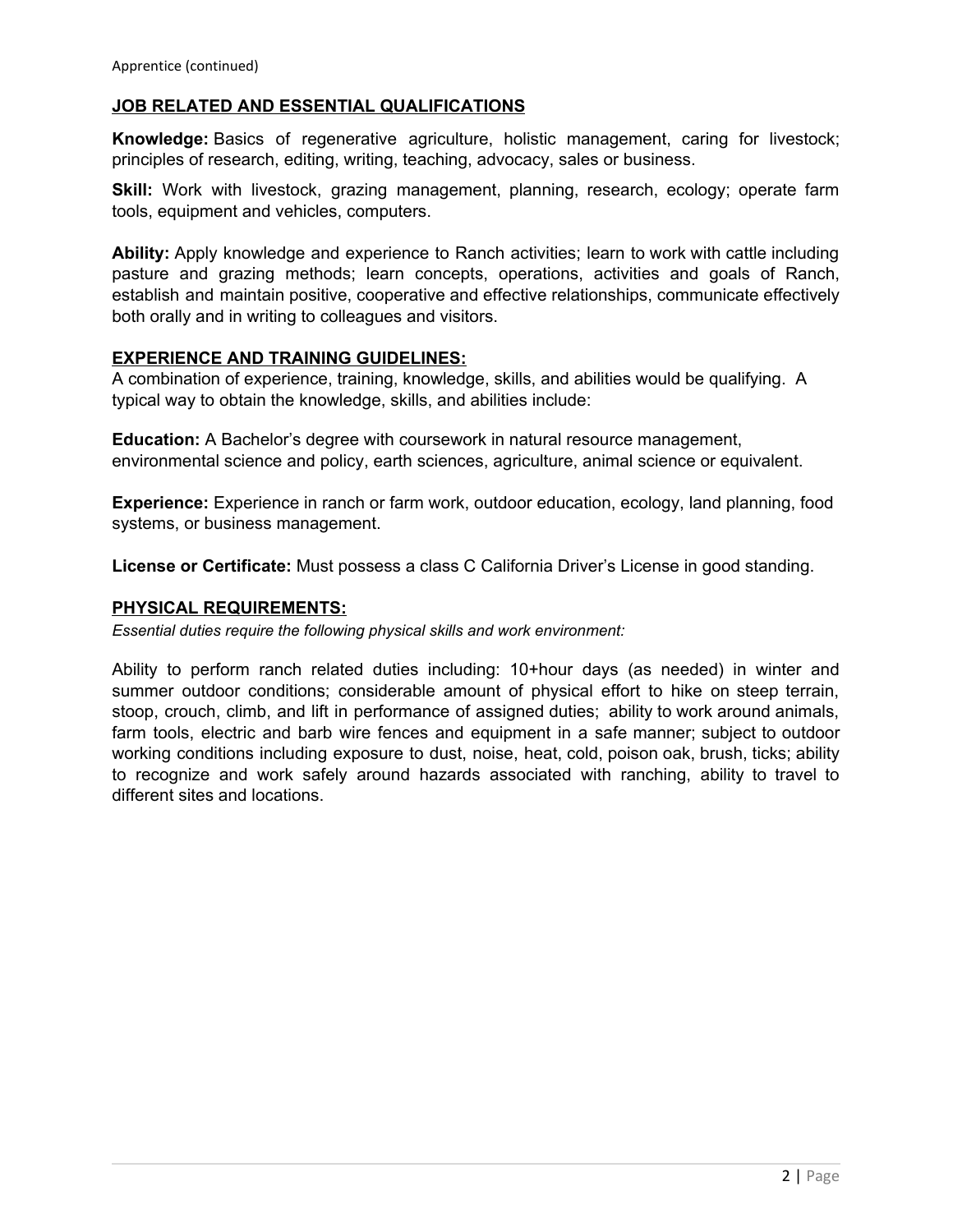## JOB RELATED AND ESSENTIAL QUALIFICATIONS

**Knowledge:** Basics of regenerative agriculture, holistic management, caring for livestock; principles of research, editing, writing, teaching, advocacy, sales or business.

**Skill:** Work with livestock, grazing management, planning, research, ecology; operate farm tools, equipment and vehicles, computers.

**Ability:** Apply knowledge and experience to Ranch activities; learn to work with cattle including pasture and grazing methods; learn concepts, operations, activities and goals of Ranch, establish and maintain positive, cooperative and effective relationships, communicate effectively both orally and in writing to colleagues and visitors.

## EXPERIENCE AND TRAINING GUIDELINES:

A combination of experience, training, knowledge, skills, and abilities would be qualifying. A typical way to obtain the knowledge, skills, and abilities include:

**Education:** A Bachelor's degree with coursework in natural resource management, environmental science and policy, earth sciences, agriculture, animal science or equivalent.

**Experience:** Experience in ranch or farm work, outdoor education, ecology, land planning, food systems, or business management.

**License or Certificate:** Must possess a class C California Driver's License in good standing.

## PHYSICAL REQUIREMENTS:

*Essential duties require the following physical skills and work environment:*

Ability to perform ranch related duties including: 10+hour days (as needed) in winter and summer outdoor conditions; considerable amount of physical effort to hike on steep terrain, stoop, crouch, climb, and lift in performance of assigned duties; ability to work around animals, farm tools, electric and barb wire fences and equipment in a safe manner; subject to outdoor working conditions including exposure to dust, noise, heat, cold, poison oak, brush, ticks; ability to recognize and work safely around hazards associated with ranching, ability to travel to different sites and locations.